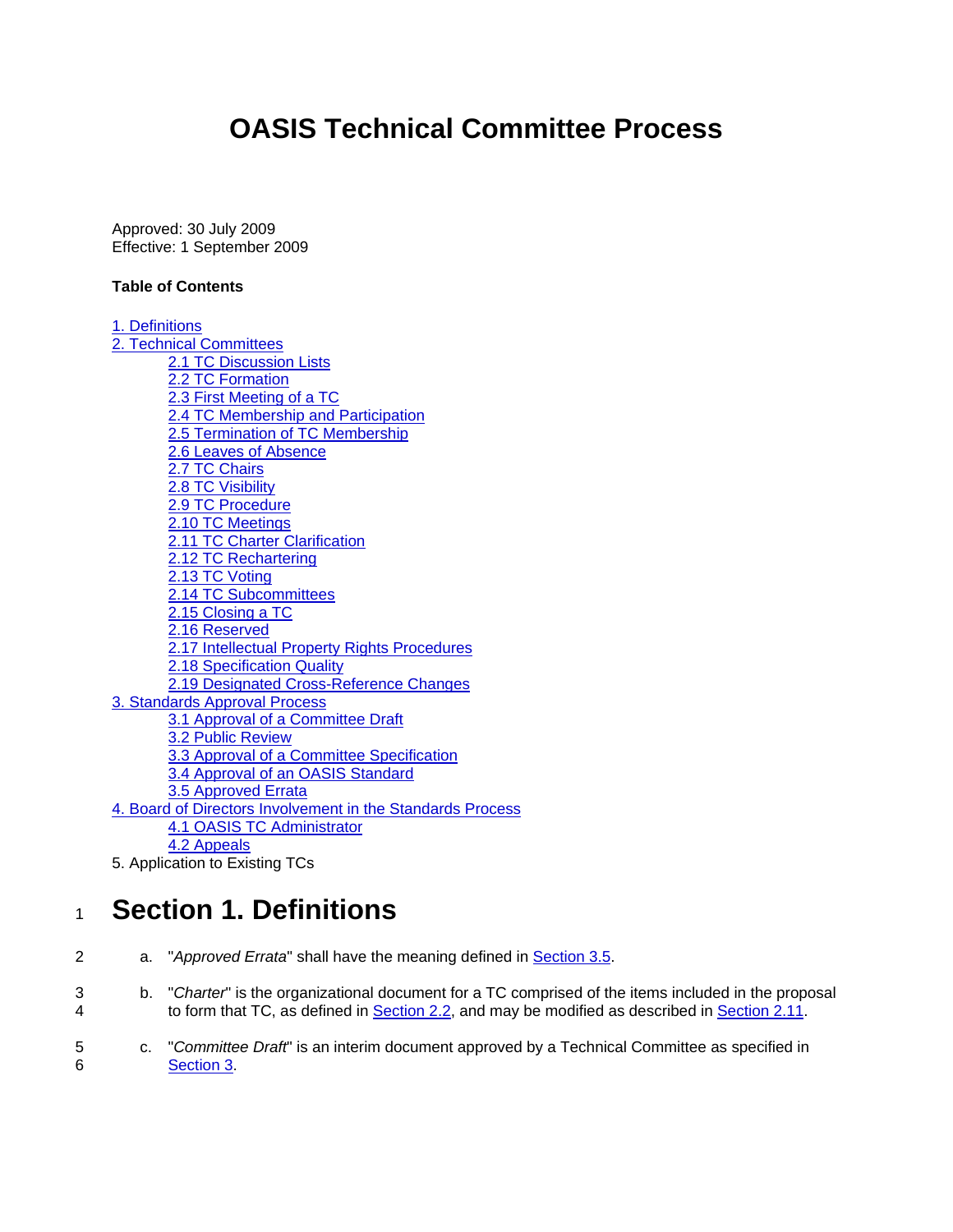# OASIS Technical Committee Process

Approved: 30 July 2009
Effective: 1 September 2009

**Table of Contents**

1. Definitions
2. Technical Committees
   - 2.1 TC Discussion Lists
   - 2.2 TC Formation
   - 2.3 First Meeting of a TC
   - 2.4 TC Membership and Participation
   - 2.5 Termination of TC Membership
   - 2.6 Leaves of Absence
   - 2.7 TC Chairs
   - 2.8 TC Visibility
   - 2.9 TC Procedure
   - 2.10 TC Meetings
   - 2.11 TC Charter Clarification
   - 2.12 TC Rechartering
   - 2.13 TC Voting
   - 2.14 TC Subcommittees
   - 2.15 Closing a TC
   - 2.16 Reserved
   - 2.17 Intellectual Property Rights Procedures
   - 2.18 Specification Quality
   - 2.19 Designated Cross-Reference Changes
3. Standards Approval Process
   - 3.1 Approval of a Committee Draft
   - 3.2 Public Review
   - 3.3 Approval of a Committee Specification
   - 3.4 Approval of an OASIS Standard
   - 3.5 Approved Errata
4. Board of Directors Involvement in the Standards Process
   - 4.1 OASIS TC Administrator
   - 4.2 Appeals
5. Application to Existing TCs

## Section 1. Definitions

a. "*Approved Errata*" shall have the meaning defined in Section 3.5.

b. "*Charter*" is the organizational document for a TC comprised of the items included in the proposal to form that TC, as defined in Section 2.2, and may be modified as described in Section 2.11.

c. "*Committee Draft*" is an interim document approved by a Technical Committee as specified in Section 3.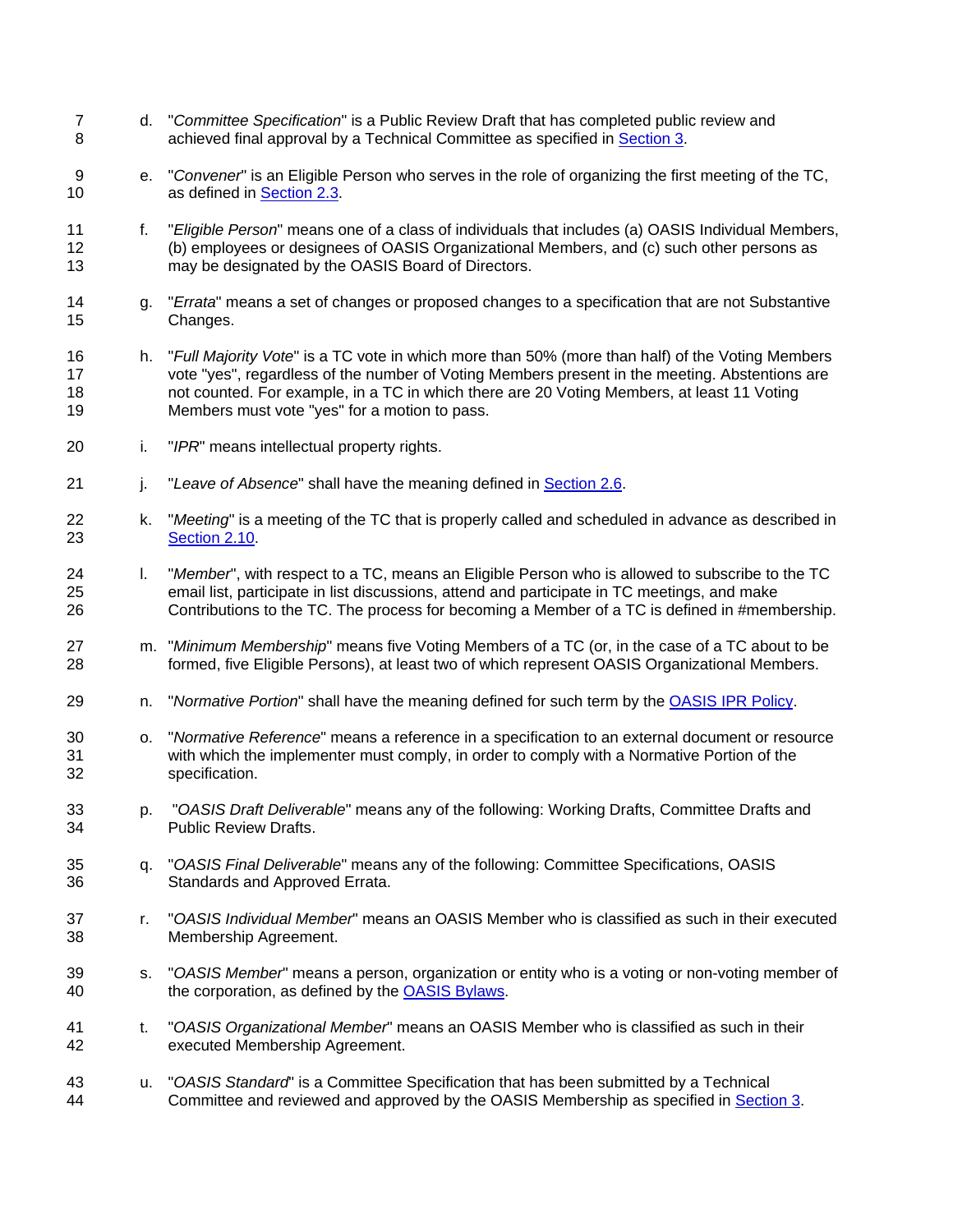d. "*Committee Specification*" is a Public Review Draft that has completed public review and achieved final approval by a Technical Committee as specified in [Section 3](#).

e. "*Convener*" is an Eligible Person who serves in the role of organizing the first meeting of the TC, as defined in [Section 2.3](#).

f. "*Eligible Person*" means one of a class of individuals that includes (a) OASIS Individual Members, (b) employees or designees of OASIS Organizational Members, and (c) such other persons as may be designated by the OASIS Board of Directors.

g. "*Errata*" means a set of changes or proposed changes to a specification that are not Substantive Changes.

h. "*Full Majority Vote*" is a TC vote in which more than 50% (more than half) of the Voting Members vote "yes", regardless of the number of Voting Members present in the meeting. Abstentions are not counted. For example, in a TC in which there are 20 Voting Members, at least 11 Voting Members must vote "yes" for a motion to pass.

i. "*IPR*" means intellectual property rights.

j. "*Leave of Absence*" shall have the meaning defined in [Section 2.6](#).

k. "*Meeting*" is a meeting of the TC that is properly called and scheduled in advance as described in [Section 2.10](#).

l. "*Member*", with respect to a TC, means an Eligible Person who is allowed to subscribe to the TC email list, participate in list discussions, attend and participate in TC meetings, and make Contributions to the TC. The process for becoming a Member of a TC is defined in #membership.

m. "*Minimum Membership*" means five Voting Members of a TC (or, in the case of a TC about to be formed, five Eligible Persons), at least two of which represent OASIS Organizational Members.

n. "*Normative Portion*" shall have the meaning defined for such term by the [OASIS IPR Policy](#).

o. "*Normative Reference*" means a reference in a specification to an external document or resource with which the implementer must comply, in order to comply with a Normative Portion of the specification.

p. "*OASIS Draft Deliverable*" means any of the following: Working Drafts, Committee Drafts and Public Review Drafts.

q. "*OASIS Final Deliverable*" means any of the following: Committee Specifications, OASIS Standards and Approved Errata.

r. "*OASIS Individual Member*" means an OASIS Member who is classified as such in their executed Membership Agreement.

s. "*OASIS Member*" means a person, organization or entity who is a voting or non-voting member of the corporation, as defined by the [OASIS Bylaws](#).

t. "*OASIS Organizational Member*" means an OASIS Member who is classified as such in their executed Membership Agreement.

u. "*OASIS Standard*" is a Committee Specification that has been submitted by a Technical Committee and reviewed and approved by the OASIS Membership as specified in [Section 3](#).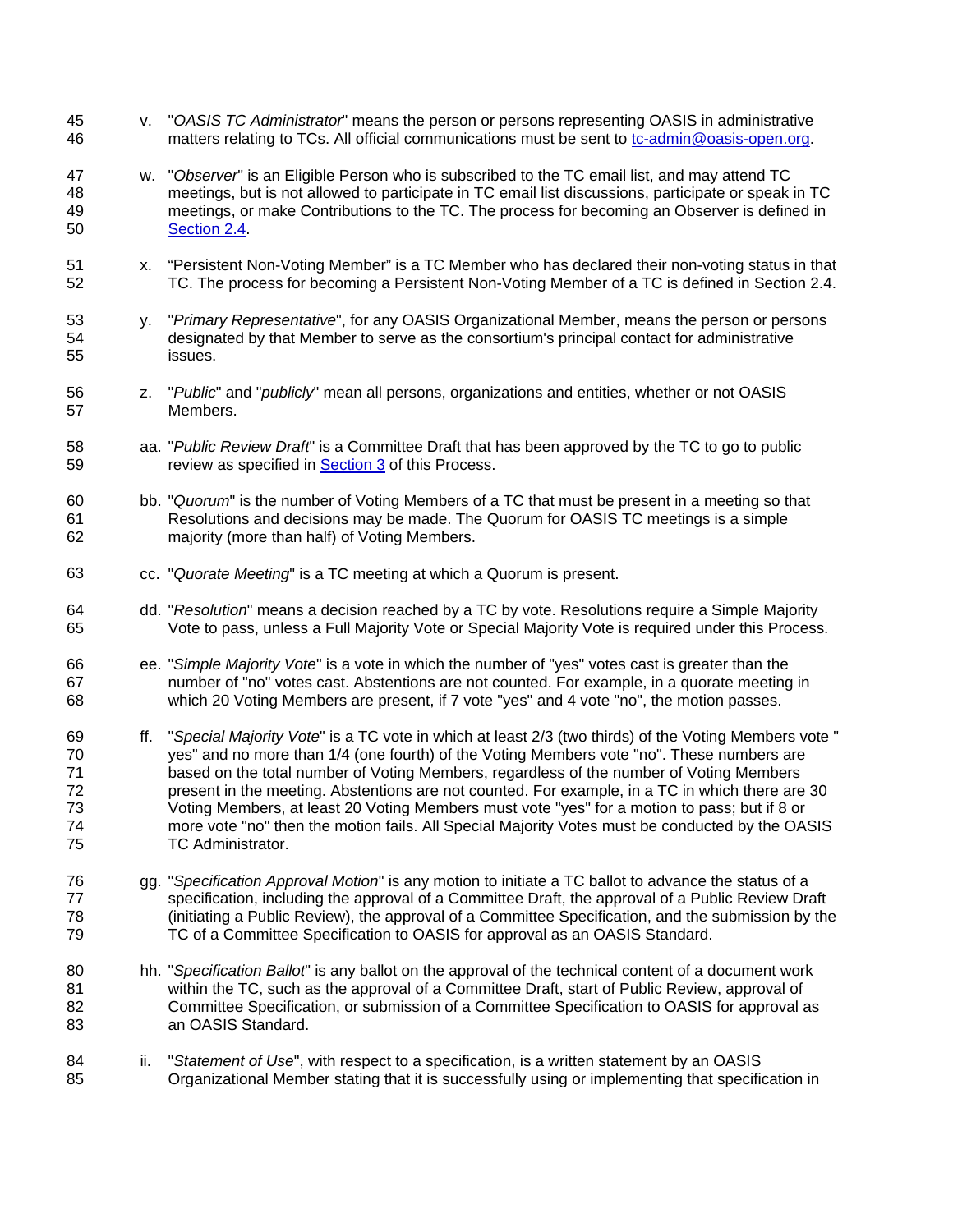v. "*OASIS TC Administrator*" means the person or persons representing OASIS in administrative matters relating to TCs. All official communications must be sent to [tc-admin@oasis-open.org](mailto:tc-admin@oasis-open.org).

w. "*Observer*" is an Eligible Person who is subscribed to the TC email list, and may attend TC meetings, but is not allowed to participate in TC email list discussions, participate or speak in TC meetings, or make Contributions to the TC. The process for becoming an Observer is defined in [Section 2.4](#).

x. "Persistent Non-Voting Member" is a TC Member who has declared their non-voting status in that TC. The process for becoming a Persistent Non-Voting Member of a TC is defined in Section 2.4.

y. "*Primary Representative*", for any OASIS Organizational Member, means the person or persons designated by that Member to serve as the consortium's principal contact for administrative issues.

z. "*Public*" and "*publicly*" mean all persons, organizations and entities, whether or not OASIS Members.

aa. "*Public Review Draft*" is a Committee Draft that has been approved by the TC to go to public review as specified in [Section 3](#) of this Process.

bb. "*Quorum*" is the number of Voting Members of a TC that must be present in a meeting so that Resolutions and decisions may be made. The Quorum for OASIS TC meetings is a simple majority (more than half) of Voting Members.

cc. "*Quorate Meeting*" is a TC meeting at which a Quorum is present.

dd. "*Resolution*" means a decision reached by a TC by vote. Resolutions require a Simple Majority Vote to pass, unless a Full Majority Vote or Special Majority Vote is required under this Process.

ee. "*Simple Majority Vote*" is a vote in which the number of "yes" votes cast is greater than the number of "no" votes cast. Abstentions are not counted. For example, in a quorate meeting in which 20 Voting Members are present, if 7 vote "yes" and 4 vote "no", the motion passes.

ff. "*Special Majority Vote*" is a TC vote in which at least 2/3 (two thirds) of the Voting Members vote "yes" and no more than 1/4 (one fourth) of the Voting Members vote "no". These numbers are based on the total number of Voting Members, regardless of the number of Voting Members present in the meeting. Abstentions are not counted. For example, in a TC in which there are 30 Voting Members, at least 20 Voting Members must vote "yes" for a motion to pass; but if 8 or more vote "no" then the motion fails. All Special Majority Votes must be conducted by the OASIS TC Administrator.

gg. "*Specification Approval Motion*" is any motion to initiate a TC ballot to advance the status of a specification, including the approval of a Committee Draft, the approval of a Public Review Draft (initiating a Public Review), the approval of a Committee Specification, and the submission by the TC of a Committee Specification to OASIS for approval as an OASIS Standard.

hh. "*Specification Ballot*" is any ballot on the approval of the technical content of a document work within the TC, such as the approval of a Committee Draft, start of Public Review, approval of Committee Specification, or submission of a Committee Specification to OASIS for approval as an OASIS Standard.

ii. "*Statement of Use*", with respect to a specification, is a written statement by an OASIS Organizational Member stating that it is successfully using or implementing that specification in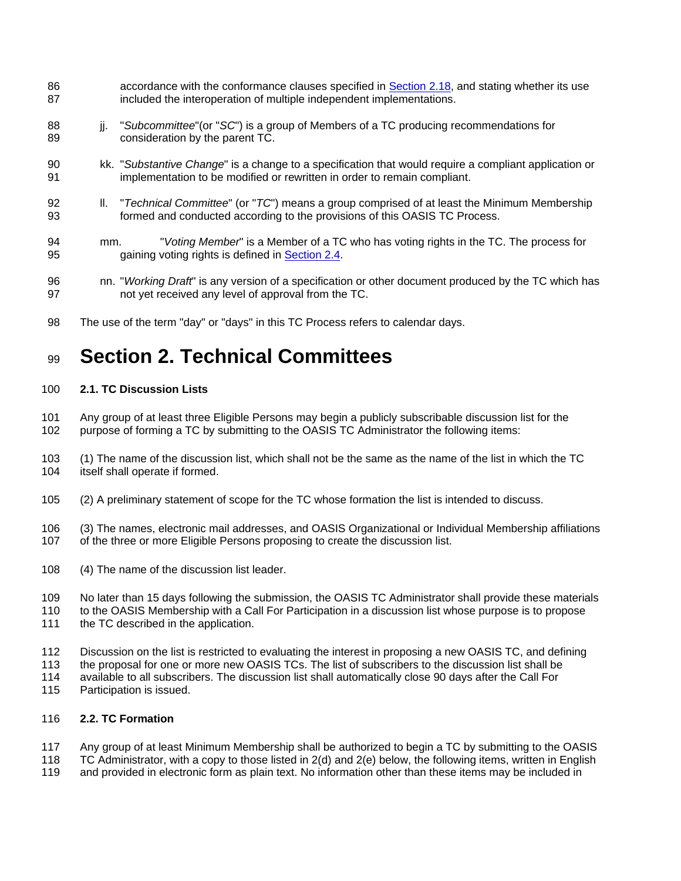accordance with the conformance clauses specified in Section 2.18, and stating whether its use included the interoperation of multiple independent implementations.

jj. "*Subcommittee*"(or "*SC*") is a group of Members of a TC producing recommendations for consideration by the parent TC.

kk. "*Substantive Change*" is a change to a specification that would require a compliant application or implementation to be modified or rewritten in order to remain compliant.

ll. "*Technical Committee*" (or "*TC*") means a group comprised of at least the Minimum Membership formed and conducted according to the provisions of this OASIS TC Process.

mm. "*Voting Member*" is a Member of a TC who has voting rights in the TC. The process for gaining voting rights is defined in Section 2.4.

nn. "*Working Draft*" is any version of a specification or other document produced by the TC which has not yet received any level of approval from the TC.

The use of the term "day" or "days" in this TC Process refers to calendar days.

# Section 2. Technical Committees

**2.1. TC Discussion Lists**

Any group of at least three Eligible Persons may begin a publicly subscribable discussion list for the purpose of forming a TC by submitting to the OASIS TC Administrator the following items:

(1) The name of the discussion list, which shall not be the same as the name of the list in which the TC itself shall operate if formed.

(2) A preliminary statement of scope for the TC whose formation the list is intended to discuss.

(3) The names, electronic mail addresses, and OASIS Organizational or Individual Membership affiliations of the three or more Eligible Persons proposing to create the discussion list.

(4) The name of the discussion list leader.

No later than 15 days following the submission, the OASIS TC Administrator shall provide these materials to the OASIS Membership with a Call For Participation in a discussion list whose purpose is to propose the TC described in the application.

Discussion on the list is restricted to evaluating the interest in proposing a new OASIS TC, and defining the proposal for one or more new OASIS TCs. The list of subscribers to the discussion list shall be available to all subscribers. The discussion list shall automatically close 90 days after the Call For Participation is issued.

**2.2. TC Formation**

Any group of at least Minimum Membership shall be authorized to begin a TC by submitting to the OASIS TC Administrator, with a copy to those listed in 2(d) and 2(e) below, the following items, written in English and provided in electronic form as plain text. No information other than these items may be included in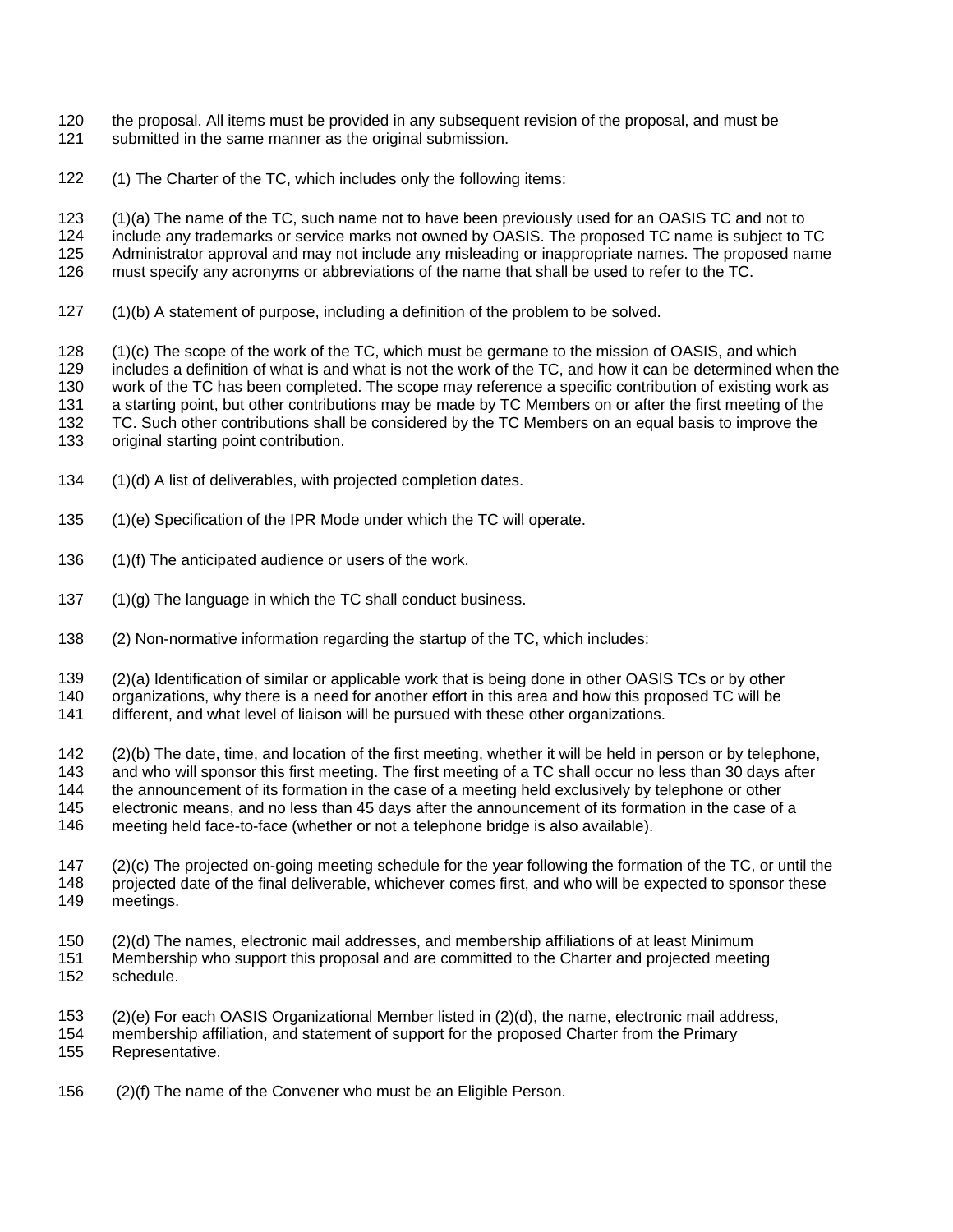the proposal. All items must be provided in any subsequent revision of the proposal, and must be submitted in the same manner as the original submission.

(1) The Charter of the TC, which includes only the following items:

(1)(a) The name of the TC, such name not to have been previously used for an OASIS TC and not to include any trademarks or service marks not owned by OASIS. The proposed TC name is subject to TC Administrator approval and may not include any misleading or inappropriate names. The proposed name must specify any acronyms or abbreviations of the name that shall be used to refer to the TC.

(1)(b) A statement of purpose, including a definition of the problem to be solved.

(1)(c) The scope of the work of the TC, which must be germane to the mission of OASIS, and which includes a definition of what is and what is not the work of the TC, and how it can be determined when the work of the TC has been completed. The scope may reference a specific contribution of existing work as a starting point, but other contributions may be made by TC Members on or after the first meeting of the TC. Such other contributions shall be considered by the TC Members on an equal basis to improve the original starting point contribution.

(1)(d) A list of deliverables, with projected completion dates.

(1)(e) Specification of the IPR Mode under which the TC will operate.

(1)(f) The anticipated audience or users of the work.

(1)(g) The language in which the TC shall conduct business.

(2) Non-normative information regarding the startup of the TC, which includes:

(2)(a) Identification of similar or applicable work that is being done in other OASIS TCs or by other organizations, why there is a need for another effort in this area and how this proposed TC will be different, and what level of liaison will be pursued with these other organizations.

(2)(b) The date, time, and location of the first meeting, whether it will be held in person or by telephone, and who will sponsor this first meeting. The first meeting of a TC shall occur no less than 30 days after the announcement of its formation in the case of a meeting held exclusively by telephone or other electronic means, and no less than 45 days after the announcement of its formation in the case of a meeting held face-to-face (whether or not a telephone bridge is also available).

(2)(c) The projected on-going meeting schedule for the year following the formation of the TC, or until the projected date of the final deliverable, whichever comes first, and who will be expected to sponsor these meetings.

(2)(d) The names, electronic mail addresses, and membership affiliations of at least Minimum Membership who support this proposal and are committed to the Charter and projected meeting schedule.

(2)(e) For each OASIS Organizational Member listed in (2)(d), the name, electronic mail address, membership affiliation, and statement of support for the proposed Charter from the Primary Representative.

(2)(f) The name of the Convener who must be an Eligible Person.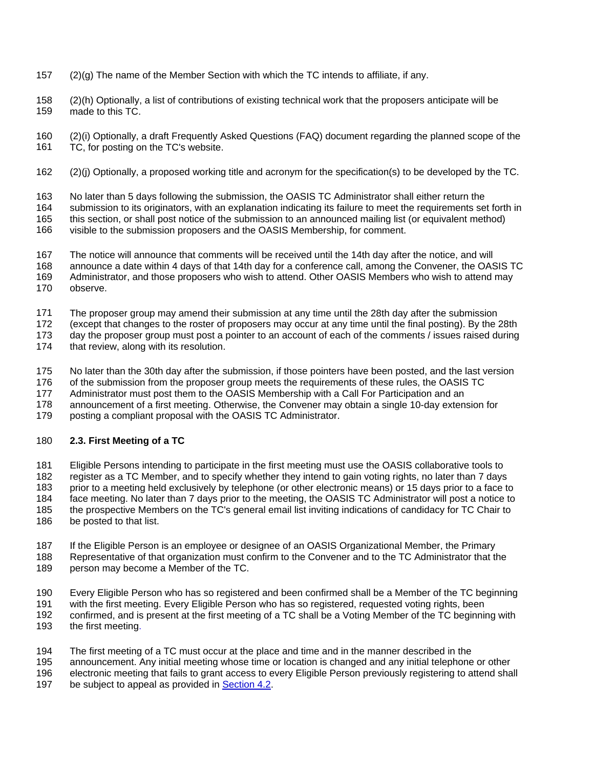(2)(g) The name of the Member Section with which the TC intends to affiliate, if any.

(2)(h) Optionally, a list of contributions of existing technical work that the proposers anticipate will be made to this TC.

(2)(i) Optionally, a draft Frequently Asked Questions (FAQ) document regarding the planned scope of the TC, for posting on the TC's website.

(2)(j) Optionally, a proposed working title and acronym for the specification(s) to be developed by the TC.

No later than 5 days following the submission, the OASIS TC Administrator shall either return the submission to its originators, with an explanation indicating its failure to meet the requirements set forth in this section, or shall post notice of the submission to an announced mailing list (or equivalent method) visible to the submission proposers and the OASIS Membership, for comment.

The notice will announce that comments will be received until the 14th day after the notice, and will announce a date within 4 days of that 14th day for a conference call, among the Convener, the OASIS TC Administrator, and those proposers who wish to attend. Other OASIS Members who wish to attend may observe.

The proposer group may amend their submission at any time until the 28th day after the submission (except that changes to the roster of proposers may occur at any time until the final posting). By the 28th day the proposer group must post a pointer to an account of each of the comments / issues raised during that review, along with its resolution.

No later than the 30th day after the submission, if those pointers have been posted, and the last version of the submission from the proposer group meets the requirements of these rules, the OASIS TC Administrator must post them to the OASIS Membership with a Call For Participation and an announcement of a first meeting. Otherwise, the Convener may obtain a single 10-day extension for posting a compliant proposal with the OASIS TC Administrator.

### 2.3. First Meeting of a TC

Eligible Persons intending to participate in the first meeting must use the OASIS collaborative tools to register as a TC Member, and to specify whether they intend to gain voting rights, no later than 7 days prior to a meeting held exclusively by telephone (or other electronic means) or 15 days prior to a face to face meeting. No later than 7 days prior to the meeting, the OASIS TC Administrator will post a notice to the prospective Members on the TC's general email list inviting indications of candidacy for TC Chair to be posted to that list.

If the Eligible Person is an employee or designee of an OASIS Organizational Member, the Primary Representative of that organization must confirm to the Convener and to the TC Administrator that the person may become a Member of the TC.

Every Eligible Person who has so registered and been confirmed shall be a Member of the TC beginning with the first meeting. Every Eligible Person who has so registered, requested voting rights, been confirmed, and is present at the first meeting of a TC shall be a Voting Member of the TC beginning with the first meeting.

The first meeting of a TC must occur at the place and time and in the manner described in the announcement. Any initial meeting whose time or location is changed and any initial telephone or other electronic meeting that fails to grant access to every Eligible Person previously registering to attend shall be subject to appeal as provided in Section 4.2.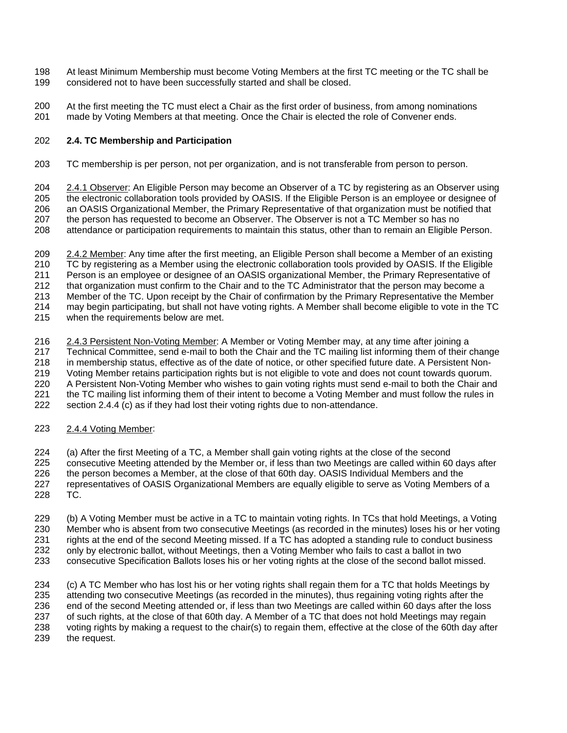At least Minimum Membership must become Voting Members at the first TC meeting or the TC shall be considered not to have been successfully started and shall be closed.

At the first meeting the TC must elect a Chair as the first order of business, from among nominations made by Voting Members at that meeting. Once the Chair is elected the role of Convener ends.

### 2.4. TC Membership and Participation

TC membership is per person, not per organization, and is not transferable from person to person.

2.4.1 Observer: An Eligible Person may become an Observer of a TC by registering as an Observer using the electronic collaboration tools provided by OASIS. If the Eligible Person is an employee or designee of an OASIS Organizational Member, the Primary Representative of that organization must be notified that the person has requested to become an Observer. The Observer is not a TC Member so has no attendance or participation requirements to maintain this status, other than to remain an Eligible Person.

2.4.2 Member: Any time after the first meeting, an Eligible Person shall become a Member of an existing TC by registering as a Member using the electronic collaboration tools provided by OASIS. If the Eligible Person is an employee or designee of an OASIS organizational Member, the Primary Representative of that organization must confirm to the Chair and to the TC Administrator that the person may become a Member of the TC. Upon receipt by the Chair of confirmation by the Primary Representative the Member may begin participating, but shall not have voting rights. A Member shall become eligible to vote in the TC when the requirements below are met.

2.4.3 Persistent Non-Voting Member: A Member or Voting Member may, at any time after joining a Technical Committee, send e-mail to both the Chair and the TC mailing list informing them of their change in membership status, effective as of the date of notice, or other specified future date. A Persistent Non-Voting Member retains participation rights but is not eligible to vote and does not count towards quorum. A Persistent Non-Voting Member who wishes to gain voting rights must send e-mail to both the Chair and the TC mailing list informing them of their intent to become a Voting Member and must follow the rules in section 2.4.4 (c) as if they had lost their voting rights due to non-attendance.

2.4.4 Voting Member:

(a) After the first Meeting of a TC, a Member shall gain voting rights at the close of the second consecutive Meeting attended by the Member or, if less than two Meetings are called within 60 days after the person becomes a Member, at the close of that 60th day. OASIS Individual Members and the representatives of OASIS Organizational Members are equally eligible to serve as Voting Members of a TC.

(b) A Voting Member must be active in a TC to maintain voting rights. In TCs that hold Meetings, a Voting Member who is absent from two consecutive Meetings (as recorded in the minutes) loses his or her voting rights at the end of the second Meeting missed. If a TC has adopted a standing rule to conduct business only by electronic ballot, without Meetings, then a Voting Member who fails to cast a ballot in two consecutive Specification Ballots loses his or her voting rights at the close of the second ballot missed.

(c) A TC Member who has lost his or her voting rights shall regain them for a TC that holds Meetings by attending two consecutive Meetings (as recorded in the minutes), thus regaining voting rights after the end of the second Meeting attended or, if less than two Meetings are called within 60 days after the loss of such rights, at the close of that 60th day. A Member of a TC that does not hold Meetings may regain voting rights by making a request to the chair(s) to regain them, effective at the close of the 60th day after the request.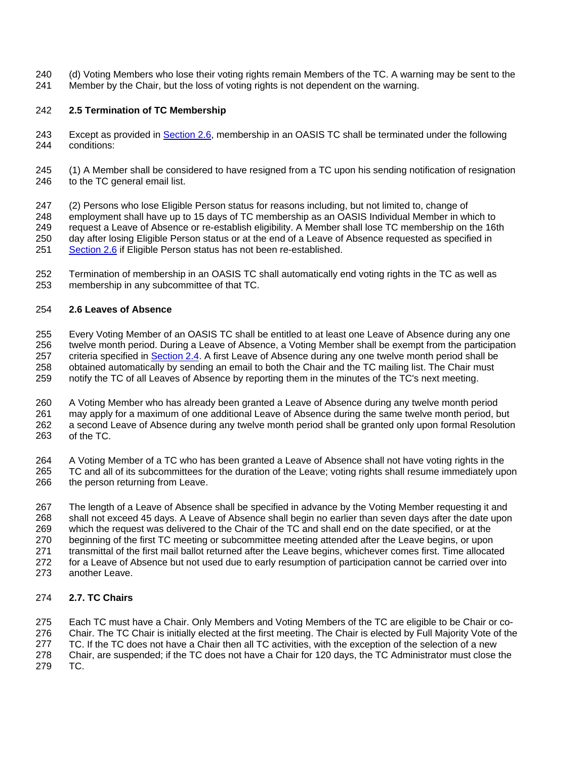(d) Voting Members who lose their voting rights remain Members of the TC. A warning may be sent to the Member by the Chair, but the loss of voting rights is not dependent on the warning.

### 2.5 Termination of TC Membership

Except as provided in Section 2.6, membership in an OASIS TC shall be terminated under the following conditions:

(1) A Member shall be considered to have resigned from a TC upon his sending notification of resignation to the TC general email list.

(2) Persons who lose Eligible Person status for reasons including, but not limited to, change of employment shall have up to 15 days of TC membership as an OASIS Individual Member in which to request a Leave of Absence or re-establish eligibility. A Member shall lose TC membership on the 16th day after losing Eligible Person status or at the end of a Leave of Absence requested as specified in Section 2.6 if Eligible Person status has not been re-established.

Termination of membership in an OASIS TC shall automatically end voting rights in the TC as well as membership in any subcommittee of that TC.

### 2.6 Leaves of Absence

Every Voting Member of an OASIS TC shall be entitled to at least one Leave of Absence during any one twelve month period. During a Leave of Absence, a Voting Member shall be exempt from the participation criteria specified in Section 2.4. A first Leave of Absence during any one twelve month period shall be obtained automatically by sending an email to both the Chair and the TC mailing list. The Chair must notify the TC of all Leaves of Absence by reporting them in the minutes of the TC's next meeting.

A Voting Member who has already been granted a Leave of Absence during any twelve month period may apply for a maximum of one additional Leave of Absence during the same twelve month period, but a second Leave of Absence during any twelve month period shall be granted only upon formal Resolution of the TC.

A Voting Member of a TC who has been granted a Leave of Absence shall not have voting rights in the TC and all of its subcommittees for the duration of the Leave; voting rights shall resume immediately upon the person returning from Leave.

The length of a Leave of Absence shall be specified in advance by the Voting Member requesting it and shall not exceed 45 days. A Leave of Absence shall begin no earlier than seven days after the date upon which the request was delivered to the Chair of the TC and shall end on the date specified, or at the beginning of the first TC meeting or subcommittee meeting attended after the Leave begins, or upon transmittal of the first mail ballot returned after the Leave begins, whichever comes first. Time allocated for a Leave of Absence but not used due to early resumption of participation cannot be carried over into another Leave.

### 2.7. TC Chairs

Each TC must have a Chair. Only Members and Voting Members of the TC are eligible to be Chair or co-Chair. The TC Chair is initially elected at the first meeting. The Chair is elected by Full Majority Vote of the TC. If the TC does not have a Chair then all TC activities, with the exception of the selection of a new Chair, are suspended; if the TC does not have a Chair for 120 days, the TC Administrator must close the TC.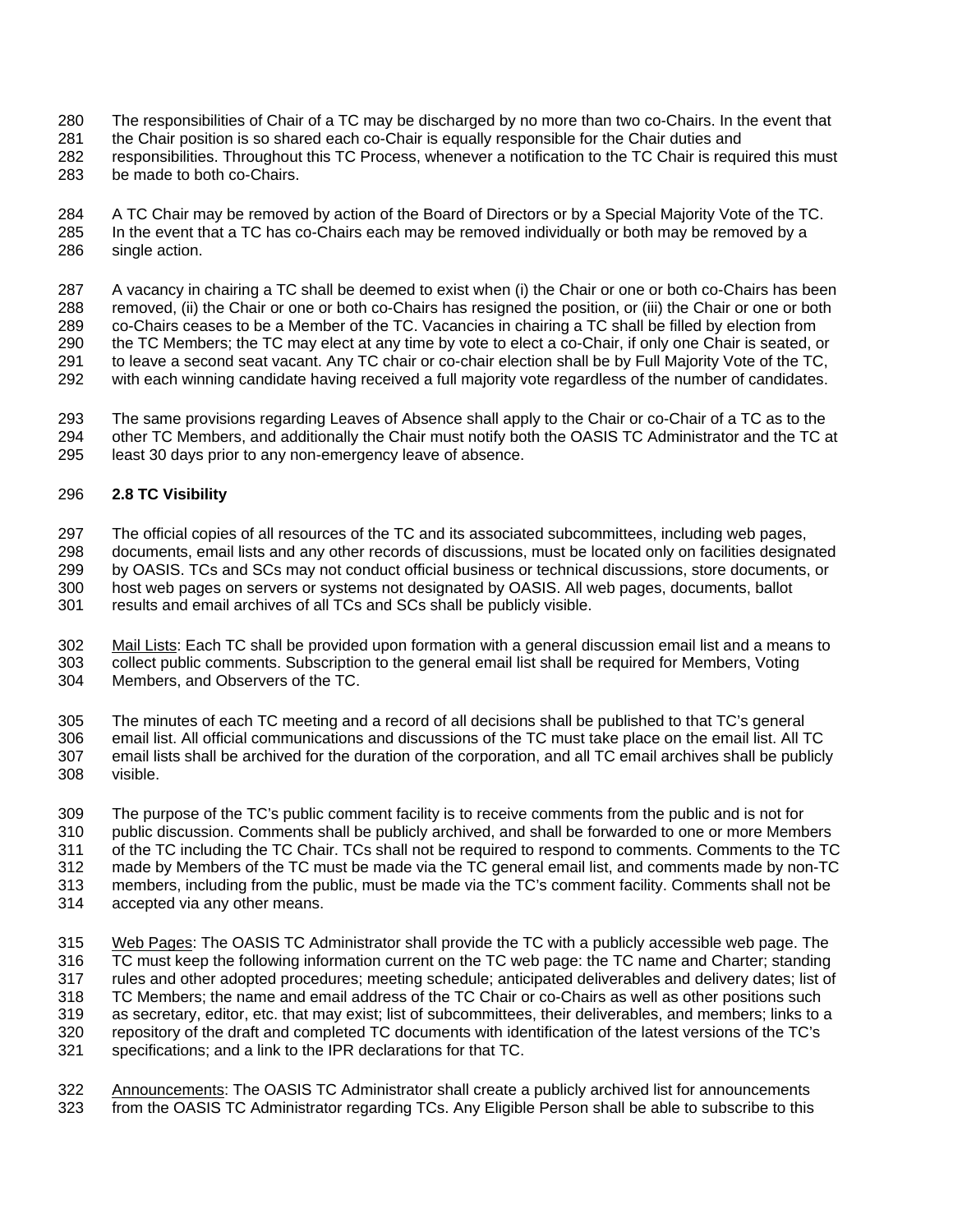The responsibilities of Chair of a TC may be discharged by no more than two co-Chairs. In the event that the Chair position is so shared each co-Chair is equally responsible for the Chair duties and responsibilities. Throughout this TC Process, whenever a notification to the TC Chair is required this must be made to both co-Chairs.

A TC Chair may be removed by action of the Board of Directors or by a Special Majority Vote of the TC. In the event that a TC has co-Chairs each may be removed individually or both may be removed by a single action.

A vacancy in chairing a TC shall be deemed to exist when (i) the Chair or one or both co-Chairs has been removed, (ii) the Chair or one or both co-Chairs has resigned the position, or (iii) the Chair or one or both co-Chairs ceases to be a Member of the TC. Vacancies in chairing a TC shall be filled by election from the TC Members; the TC may elect at any time by vote to elect a co-Chair, if only one Chair is seated, or to leave a second seat vacant. Any TC chair or co-chair election shall be by Full Majority Vote of the TC, with each winning candidate having received a full majority vote regardless of the number of candidates.

The same provisions regarding Leaves of Absence shall apply to the Chair or co-Chair of a TC as to the other TC Members, and additionally the Chair must notify both the OASIS TC Administrator and the TC at least 30 days prior to any non-emergency leave of absence.

### 2.8 TC Visibility

The official copies of all resources of the TC and its associated subcommittees, including web pages, documents, email lists and any other records of discussions, must be located only on facilities designated by OASIS. TCs and SCs may not conduct official business or technical discussions, store documents, or host web pages on servers or systems not designated by OASIS. All web pages, documents, ballot results and email archives of all TCs and SCs shall be publicly visible.

Mail Lists: Each TC shall be provided upon formation with a general discussion email list and a means to collect public comments. Subscription to the general email list shall be required for Members, Voting Members, and Observers of the TC.

The minutes of each TC meeting and a record of all decisions shall be published to that TC's general email list. All official communications and discussions of the TC must take place on the email list. All TC email lists shall be archived for the duration of the corporation, and all TC email archives shall be publicly visible.

The purpose of the TC's public comment facility is to receive comments from the public and is not for public discussion. Comments shall be publicly archived, and shall be forwarded to one or more Members of the TC including the TC Chair. TCs shall not be required to respond to comments. Comments to the TC made by Members of the TC must be made via the TC general email list, and comments made by non-TC members, including from the public, must be made via the TC's comment facility. Comments shall not be accepted via any other means.

Web Pages: The OASIS TC Administrator shall provide the TC with a publicly accessible web page. The TC must keep the following information current on the TC web page: the TC name and Charter; standing rules and other adopted procedures; meeting schedule; anticipated deliverables and delivery dates; list of TC Members; the name and email address of the TC Chair or co-Chairs as well as other positions such as secretary, editor, etc. that may exist; list of subcommittees, their deliverables, and members; links to a repository of the draft and completed TC documents with identification of the latest versions of the TC's specifications; and a link to the IPR declarations for that TC.

Announcements: The OASIS TC Administrator shall create a publicly archived list for announcements from the OASIS TC Administrator regarding TCs. Any Eligible Person shall be able to subscribe to this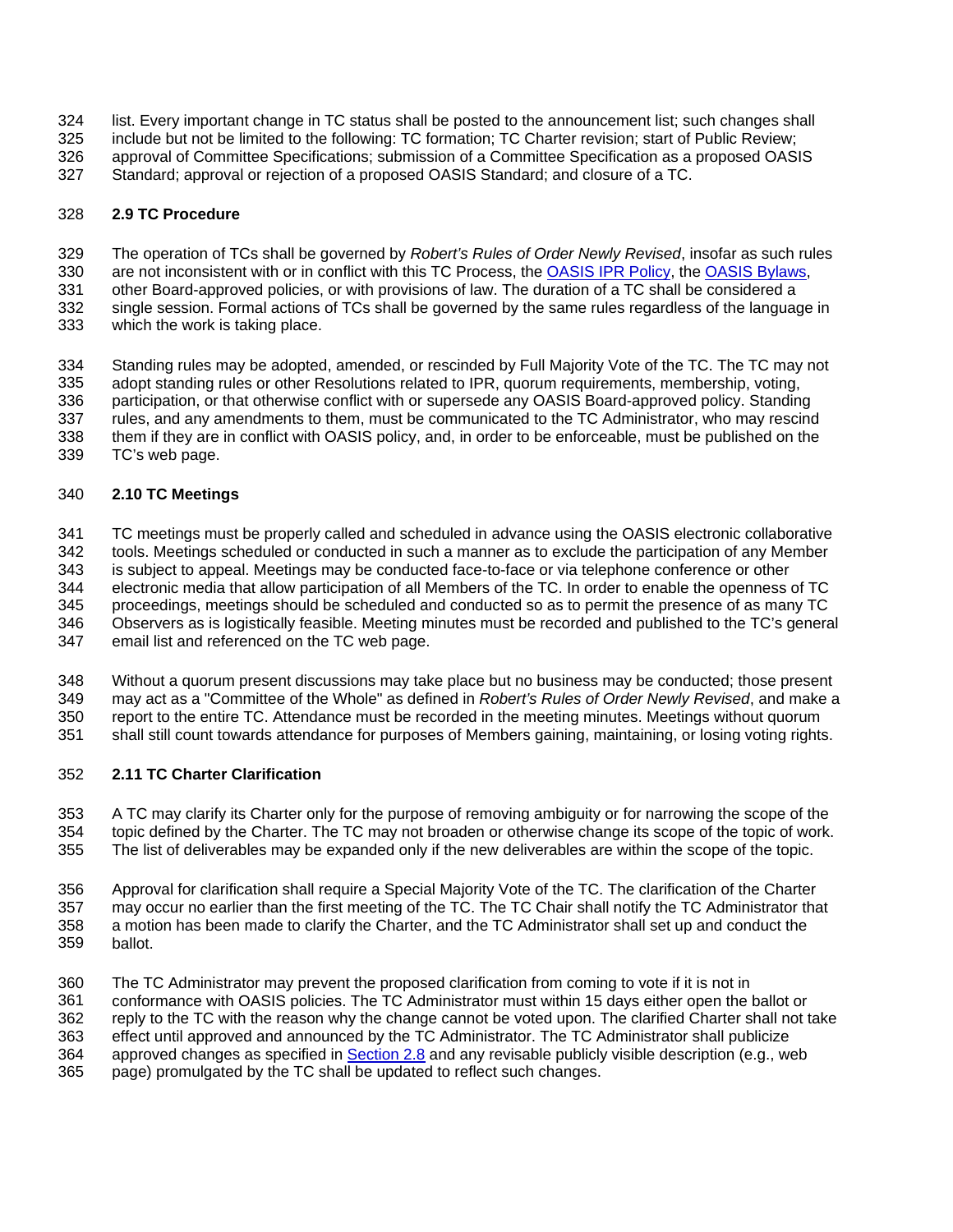list. Every important change in TC status shall be posted to the announcement list; such changes shall include but not be limited to the following: TC formation; TC Charter revision; start of Public Review; approval of Committee Specifications; submission of a Committee Specification as a proposed OASIS Standard; approval or rejection of a proposed OASIS Standard; and closure of a TC.

### 2.9 TC Procedure

The operation of TCs shall be governed by *Robert's Rules of Order Newly Revised*, insofar as such rules are not inconsistent with or in conflict with this TC Process, the [OASIS IPR Policy](), the [OASIS Bylaws](), other Board-approved policies, or with provisions of law. The duration of a TC shall be considered a single session. Formal actions of TCs shall be governed by the same rules regardless of the language in which the work is taking place.

Standing rules may be adopted, amended, or rescinded by Full Majority Vote of the TC. The TC may not adopt standing rules or other Resolutions related to IPR, quorum requirements, membership, voting, participation, or that otherwise conflict with or supersede any OASIS Board-approved policy. Standing rules, and any amendments to them, must be communicated to the TC Administrator, who may rescind them if they are in conflict with OASIS policy, and, in order to be enforceable, must be published on the TC's web page.

### 2.10 TC Meetings

TC meetings must be properly called and scheduled in advance using the OASIS electronic collaborative tools. Meetings scheduled or conducted in such a manner as to exclude the participation of any Member is subject to appeal. Meetings may be conducted face-to-face or via telephone conference or other electronic media that allow participation of all Members of the TC. In order to enable the openness of TC proceedings, meetings should be scheduled and conducted so as to permit the presence of as many TC Observers as is logistically feasible. Meeting minutes must be recorded and published to the TC's general email list and referenced on the TC web page.

Without a quorum present discussions may take place but no business may be conducted; those present may act as a "Committee of the Whole" as defined in *Robert's Rules of Order Newly Revised*, and make a report to the entire TC. Attendance must be recorded in the meeting minutes. Meetings without quorum shall still count towards attendance for purposes of Members gaining, maintaining, or losing voting rights.

### 2.11 TC Charter Clarification

A TC may clarify its Charter only for the purpose of removing ambiguity or for narrowing the scope of the topic defined by the Charter. The TC may not broaden or otherwise change its scope of the topic of work. The list of deliverables may be expanded only if the new deliverables are within the scope of the topic.

Approval for clarification shall require a Special Majority Vote of the TC. The clarification of the Charter may occur no earlier than the first meeting of the TC. The TC Chair shall notify the TC Administrator that a motion has been made to clarify the Charter, and the TC Administrator shall set up and conduct the ballot.

The TC Administrator may prevent the proposed clarification from coming to vote if it is not in conformance with OASIS policies. The TC Administrator must within 15 days either open the ballot or reply to the TC with the reason why the change cannot be voted upon. The clarified Charter shall not take effect until approved and announced by the TC Administrator. The TC Administrator shall publicize approved changes as specified in [Section 2.8]() and any revisable publicly visible description (e.g., web page) promulgated by the TC shall be updated to reflect such changes.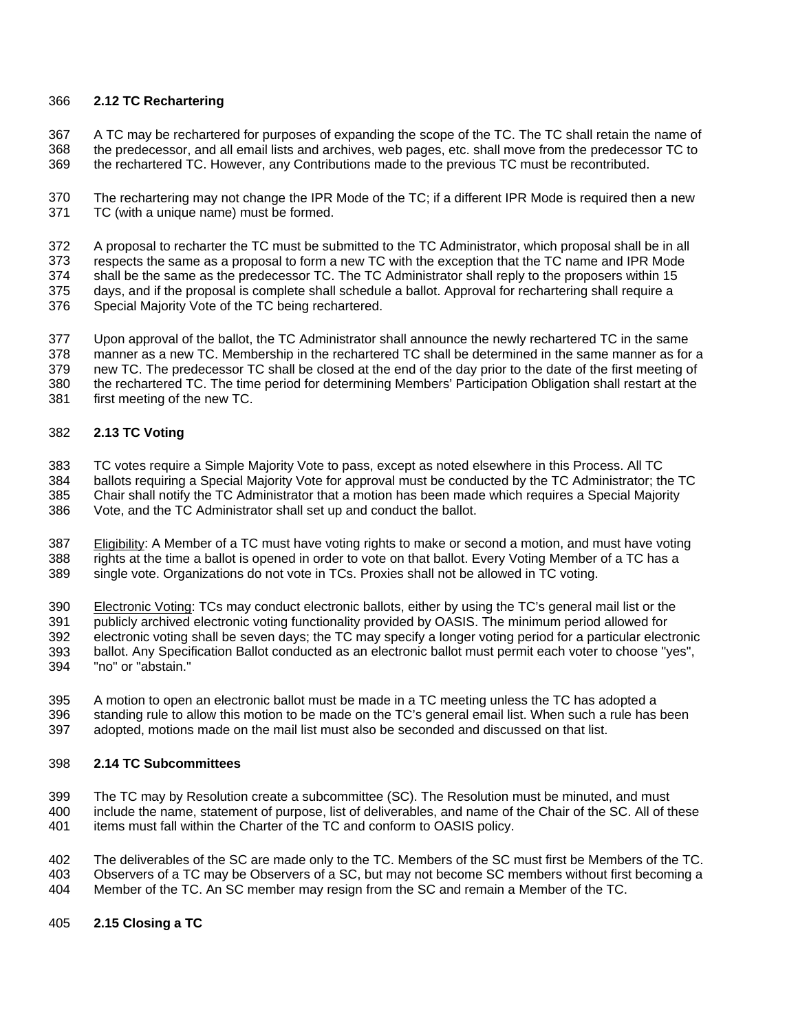### 2.12 TC Rechartering

A TC may be rechartered for purposes of expanding the scope of the TC. The TC shall retain the name of the predecessor, and all email lists and archives, web pages, etc. shall move from the predecessor TC to the rechartered TC. However, any Contributions made to the previous TC must be recontributed.

The rechartering may not change the IPR Mode of the TC; if a different IPR Mode is required then a new TC (with a unique name) must be formed.

A proposal to recharter the TC must be submitted to the TC Administrator, which proposal shall be in all respects the same as a proposal to form a new TC with the exception that the TC name and IPR Mode shall be the same as the predecessor TC. The TC Administrator shall reply to the proposers within 15 days, and if the proposal is complete shall schedule a ballot. Approval for rechartering shall require a Special Majority Vote of the TC being rechartered.

Upon approval of the ballot, the TC Administrator shall announce the newly rechartered TC in the same manner as a new TC. Membership in the rechartered TC shall be determined in the same manner as for a new TC. The predecessor TC shall be closed at the end of the day prior to the date of the first meeting of the rechartered TC. The time period for determining Members' Participation Obligation shall restart at the first meeting of the new TC.

### 2.13 TC Voting

TC votes require a Simple Majority Vote to pass, except as noted elsewhere in this Process. All TC ballots requiring a Special Majority Vote for approval must be conducted by the TC Administrator; the TC Chair shall notify the TC Administrator that a motion has been made which requires a Special Majority Vote, and the TC Administrator shall set up and conduct the ballot.

Eligibility: A Member of a TC must have voting rights to make or second a motion, and must have voting rights at the time a ballot is opened in order to vote on that ballot. Every Voting Member of a TC has a single vote. Organizations do not vote in TCs. Proxies shall not be allowed in TC voting.

Electronic Voting: TCs may conduct electronic ballots, either by using the TC's general mail list or the publicly archived electronic voting functionality provided by OASIS. The minimum period allowed for electronic voting shall be seven days; the TC may specify a longer voting period for a particular electronic ballot. Any Specification Ballot conducted as an electronic ballot must permit each voter to choose "yes", "no" or "abstain."

A motion to open an electronic ballot must be made in a TC meeting unless the TC has adopted a standing rule to allow this motion to be made on the TC's general email list. When such a rule has been adopted, motions made on the mail list must also be seconded and discussed on that list.

### 2.14 TC Subcommittees

The TC may by Resolution create a subcommittee (SC). The Resolution must be minuted, and must include the name, statement of purpose, list of deliverables, and name of the Chair of the SC. All of these items must fall within the Charter of the TC and conform to OASIS policy.

The deliverables of the SC are made only to the TC. Members of the SC must first be Members of the TC. Observers of a TC may be Observers of a SC, but may not become SC members without first becoming a Member of the TC. An SC member may resign from the SC and remain a Member of the TC.

### 2.15 Closing a TC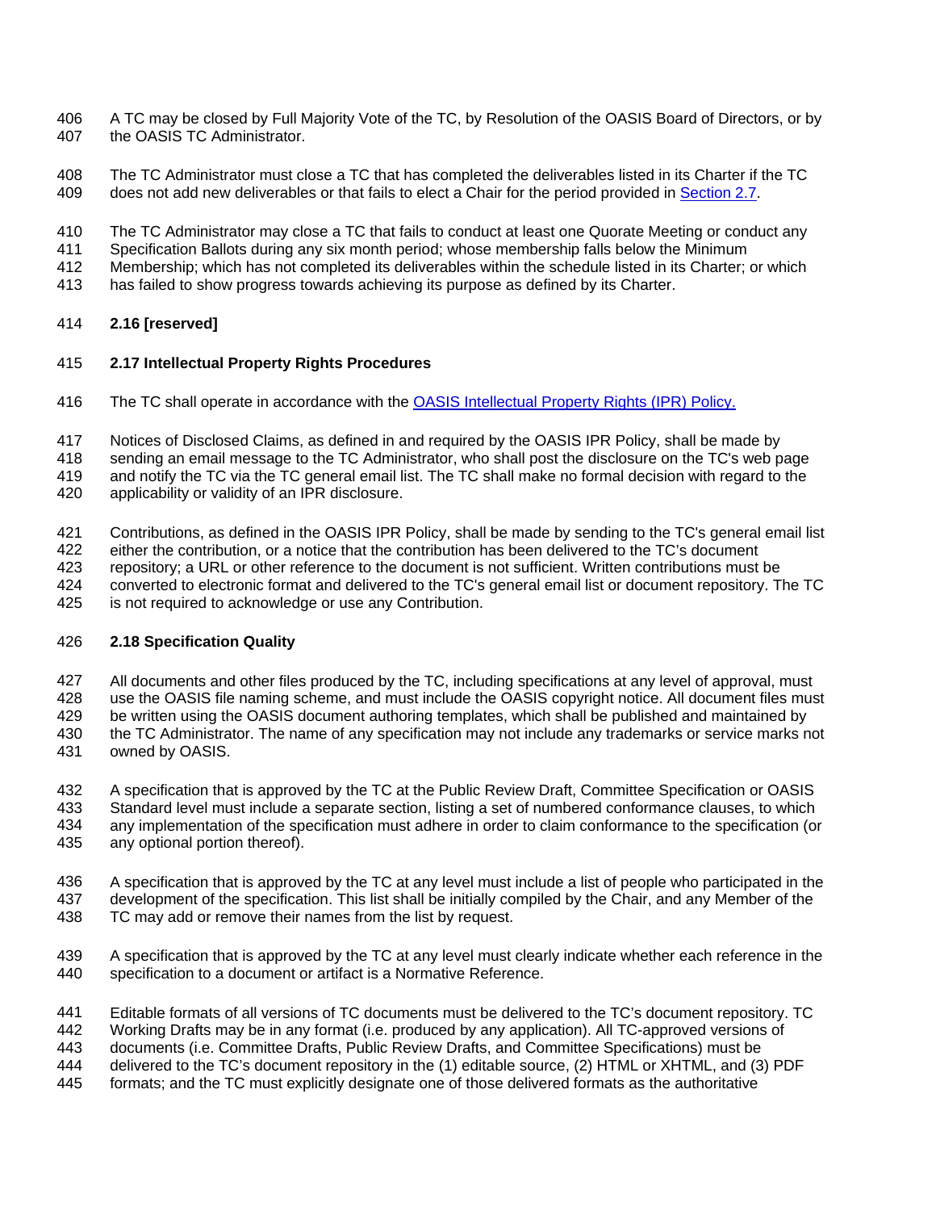A TC may be closed by Full Majority Vote of the TC, by Resolution of the OASIS Board of Directors, or by the OASIS TC Administrator.

The TC Administrator must close a TC that has completed the deliverables listed in its Charter if the TC does not add new deliverables or that fails to elect a Chair for the period provided in [Section 2.7](#).

The TC Administrator may close a TC that fails to conduct at least one Quorate Meeting or conduct any Specification Ballots during any six month period; whose membership falls below the Minimum Membership; which has not completed its deliverables within the schedule listed in its Charter; or which has failed to show progress towards achieving its purpose as defined by its Charter.

### 2.16 [reserved]

### 2.17 Intellectual Property Rights Procedures

The TC shall operate in accordance with the [OASIS Intellectual Property Rights (IPR) Policy.](#)

Notices of Disclosed Claims, as defined in and required by the OASIS IPR Policy, shall be made by sending an email message to the TC Administrator, who shall post the disclosure on the TC's web page and notify the TC via the TC general email list. The TC shall make no formal decision with regard to the applicability or validity of an IPR disclosure.

Contributions, as defined in the OASIS IPR Policy, shall be made by sending to the TC's general email list either the contribution, or a notice that the contribution has been delivered to the TC's document repository; a URL or other reference to the document is not sufficient. Written contributions must be converted to electronic format and delivered to the TC's general email list or document repository. The TC is not required to acknowledge or use any Contribution.

### 2.18 Specification Quality

All documents and other files produced by the TC, including specifications at any level of approval, must use the OASIS file naming scheme, and must include the OASIS copyright notice. All document files must be written using the OASIS document authoring templates, which shall be published and maintained by the TC Administrator. The name of any specification may not include any trademarks or service marks not owned by OASIS.

A specification that is approved by the TC at the Public Review Draft, Committee Specification or OASIS Standard level must include a separate section, listing a set of numbered conformance clauses, to which any implementation of the specification must adhere in order to claim conformance to the specification (or any optional portion thereof).

A specification that is approved by the TC at any level must include a list of people who participated in the development of the specification. This list shall be initially compiled by the Chair, and any Member of the TC may add or remove their names from the list by request.

A specification that is approved by the TC at any level must clearly indicate whether each reference in the specification to a document or artifact is a Normative Reference.

Editable formats of all versions of TC documents must be delivered to the TC's document repository. TC Working Drafts may be in any format (i.e. produced by any application). All TC-approved versions of documents (i.e. Committee Drafts, Public Review Drafts, and Committee Specifications) must be delivered to the TC's document repository in the (1) editable source, (2) HTML or XHTML, and (3) PDF formats; and the TC must explicitly designate one of those delivered formats as the authoritative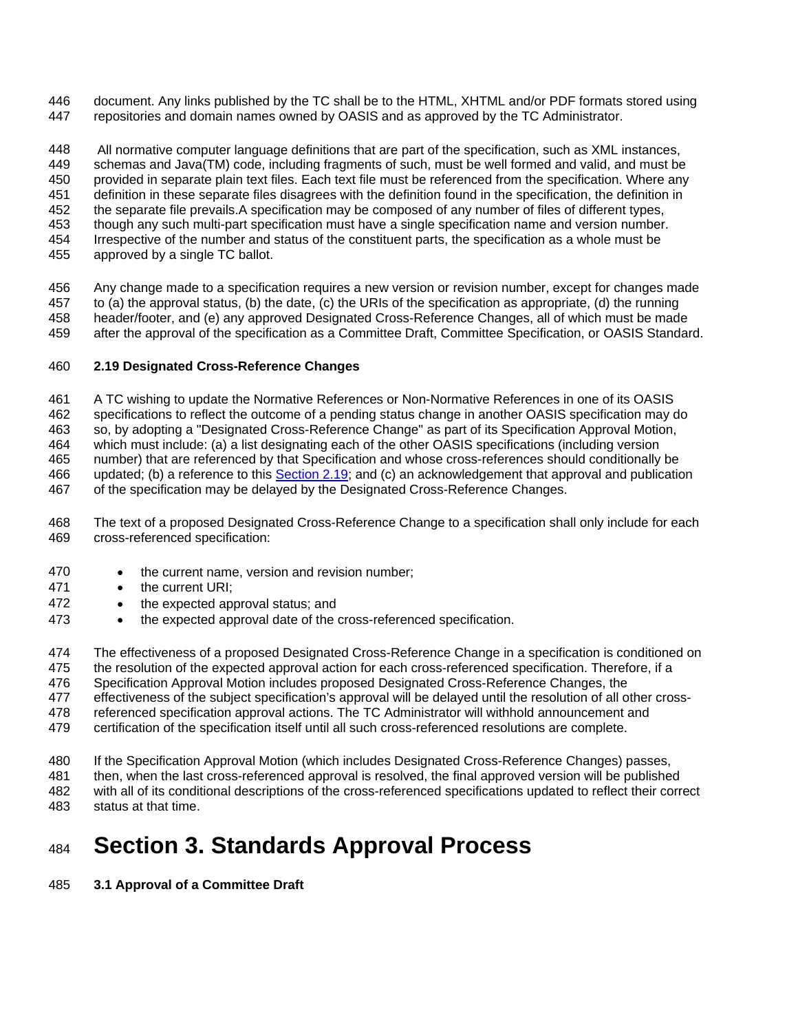document. Any links published by the TC shall be to the HTML, XHTML and/or PDF formats stored using repositories and domain names owned by OASIS and as approved by the TC Administrator.

All normative computer language definitions that are part of the specification, such as XML instances, schemas and Java(TM) code, including fragments of such, must be well formed and valid, and must be provided in separate plain text files. Each text file must be referenced from the specification. Where any definition in these separate files disagrees with the definition found in the specification, the definition in the separate file prevails.A specification may be composed of any number of files of different types, though any such multi-part specification must have a single specification name and version number. Irrespective of the number and status of the constituent parts, the specification as a whole must be approved by a single TC ballot.

Any change made to a specification requires a new version or revision number, except for changes made to (a) the approval status, (b) the date, (c) the URIs of the specification as appropriate, (d) the running header/footer, and (e) any approved Designated Cross-Reference Changes, all of which must be made after the approval of the specification as a Committee Draft, Committee Specification, or OASIS Standard.

**2.19 Designated Cross-Reference Changes**

A TC wishing to update the Normative References or Non-Normative References in one of its OASIS specifications to reflect the outcome of a pending status change in another OASIS specification may do so, by adopting a "Designated Cross-Reference Change" as part of its Specification Approval Motion, which must include: (a) a list designating each of the other OASIS specifications (including version number) that are referenced by that Specification and whose cross-references should conditionally be updated; (b) a reference to this Section 2.19; and (c) an acknowledgement that approval and publication of the specification may be delayed by the Designated Cross-Reference Changes.

The text of a proposed Designated Cross-Reference Change to a specification shall only include for each cross-referenced specification:

- the current name, version and revision number;
- the current URI;
- the expected approval status; and
- the expected approval date of the cross-referenced specification.

The effectiveness of a proposed Designated Cross-Reference Change in a specification is conditioned on the resolution of the expected approval action for each cross-referenced specification. Therefore, if a Specification Approval Motion includes proposed Designated Cross-Reference Changes, the effectiveness of the subject specification's approval will be delayed until the resolution of all other cross-referenced specification approval actions. The TC Administrator will withhold announcement and certification of the specification itself until all such cross-referenced resolutions are complete.

If the Specification Approval Motion (which includes Designated Cross-Reference Changes) passes, then, when the last cross-referenced approval is resolved, the final approved version will be published with all of its conditional descriptions of the cross-referenced specifications updated to reflect their correct status at that time.

# Section 3. Standards Approval Process

**3.1 Approval of a Committee Draft**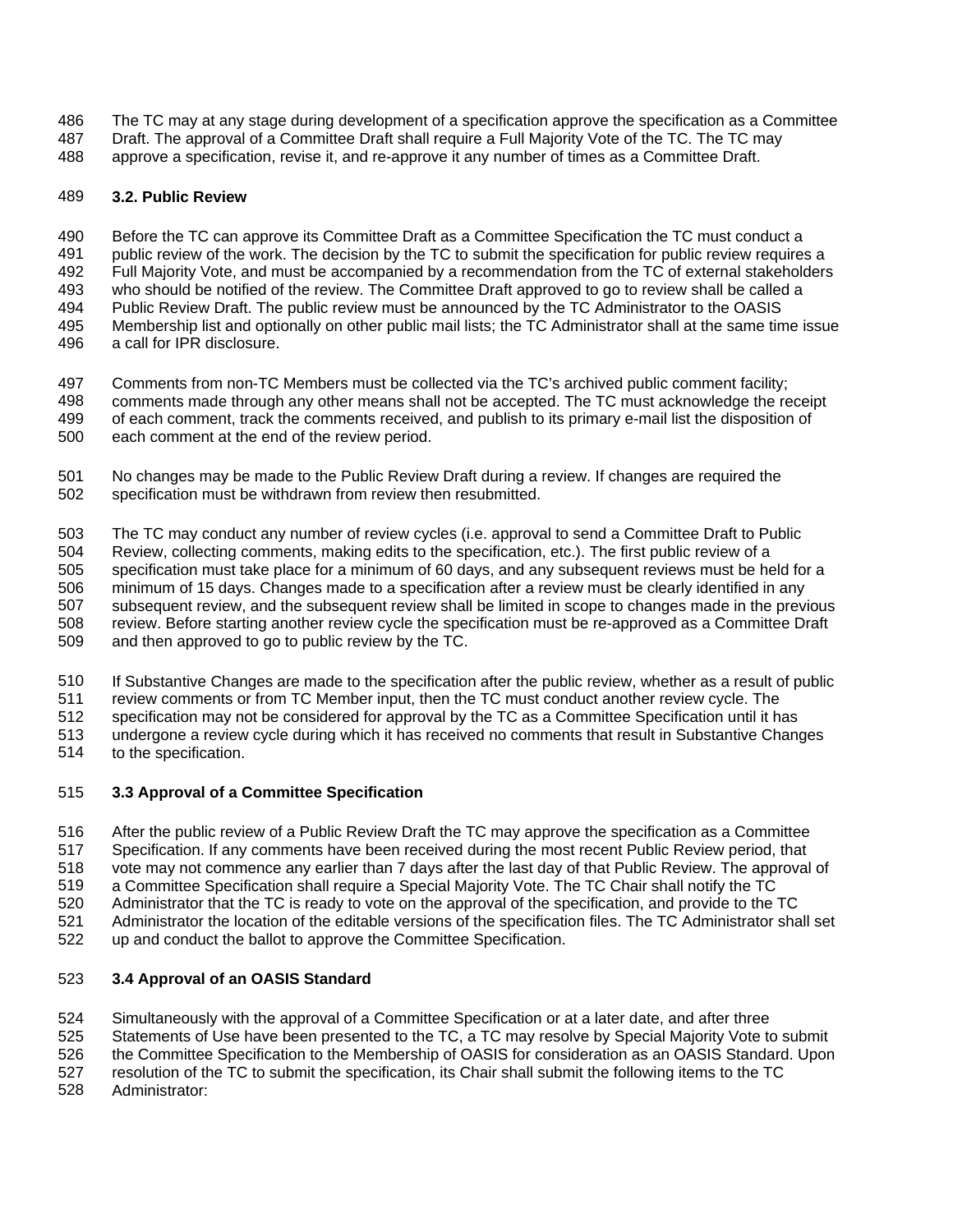The TC may at any stage during development of a specification approve the specification as a Committee Draft. The approval of a Committee Draft shall require a Full Majority Vote of the TC. The TC may approve a specification, revise it, and re-approve it any number of times as a Committee Draft.

### 3.2. Public Review

Before the TC can approve its Committee Draft as a Committee Specification the TC must conduct a public review of the work. The decision by the TC to submit the specification for public review requires a Full Majority Vote, and must be accompanied by a recommendation from the TC of external stakeholders who should be notified of the review. The Committee Draft approved to go to review shall be called a Public Review Draft. The public review must be announced by the TC Administrator to the OASIS Membership list and optionally on other public mail lists; the TC Administrator shall at the same time issue a call for IPR disclosure.

Comments from non-TC Members must be collected via the TC's archived public comment facility; comments made through any other means shall not be accepted. The TC must acknowledge the receipt of each comment, track the comments received, and publish to its primary e-mail list the disposition of each comment at the end of the review period.

No changes may be made to the Public Review Draft during a review. If changes are required the specification must be withdrawn from review then resubmitted.

The TC may conduct any number of review cycles (i.e. approval to send a Committee Draft to Public Review, collecting comments, making edits to the specification, etc.). The first public review of a specification must take place for a minimum of 60 days, and any subsequent reviews must be held for a minimum of 15 days. Changes made to a specification after a review must be clearly identified in any subsequent review, and the subsequent review shall be limited in scope to changes made in the previous review. Before starting another review cycle the specification must be re-approved as a Committee Draft and then approved to go to public review by the TC.

If Substantive Changes are made to the specification after the public review, whether as a result of public review comments or from TC Member input, then the TC must conduct another review cycle. The specification may not be considered for approval by the TC as a Committee Specification until it has undergone a review cycle during which it has received no comments that result in Substantive Changes to the specification.

### 3.3 Approval of a Committee Specification

After the public review of a Public Review Draft the TC may approve the specification as a Committee Specification. If any comments have been received during the most recent Public Review period, that vote may not commence any earlier than 7 days after the last day of that Public Review. The approval of a Committee Specification shall require a Special Majority Vote. The TC Chair shall notify the TC Administrator that the TC is ready to vote on the approval of the specification, and provide to the TC Administrator the location of the editable versions of the specification files. The TC Administrator shall set up and conduct the ballot to approve the Committee Specification.

### 3.4 Approval of an OASIS Standard

Simultaneously with the approval of a Committee Specification or at a later date, and after three Statements of Use have been presented to the TC, a TC may resolve by Special Majority Vote to submit the Committee Specification to the Membership of OASIS for consideration as an OASIS Standard. Upon resolution of the TC to submit the specification, its Chair shall submit the following items to the TC Administrator: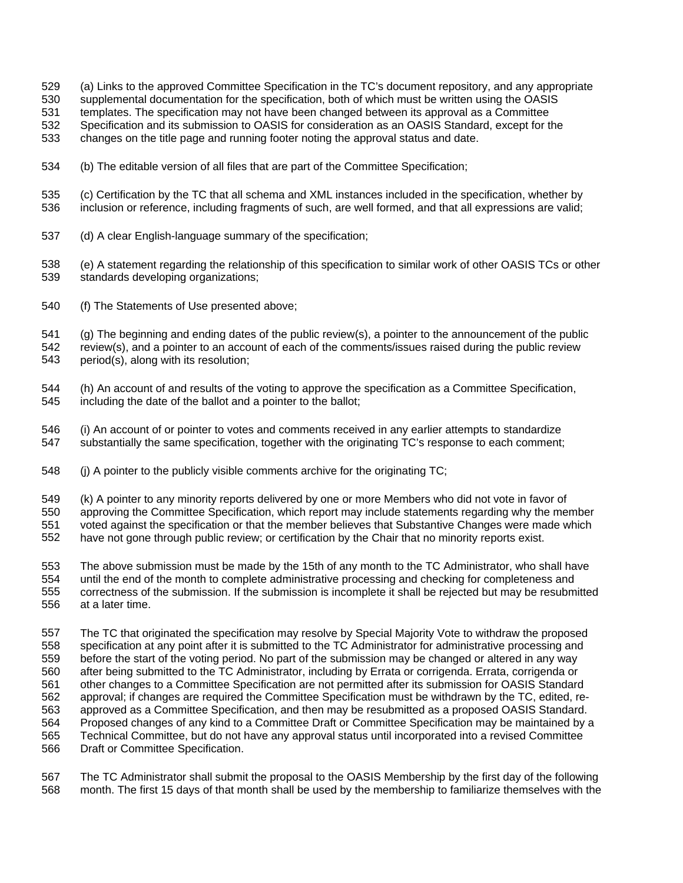(a) Links to the approved Committee Specification in the TC's document repository, and any appropriate supplemental documentation for the specification, both of which must be written using the OASIS templates. The specification may not have been changed between its approval as a Committee Specification and its submission to OASIS for consideration as an OASIS Standard, except for the changes on the title page and running footer noting the approval status and date.

(b) The editable version of all files that are part of the Committee Specification;

(c) Certification by the TC that all schema and XML instances included in the specification, whether by inclusion or reference, including fragments of such, are well formed, and that all expressions are valid;

(d) A clear English-language summary of the specification;

(e) A statement regarding the relationship of this specification to similar work of other OASIS TCs or other standards developing organizations;

(f) The Statements of Use presented above;

(g) The beginning and ending dates of the public review(s), a pointer to the announcement of the public review(s), and a pointer to an account of each of the comments/issues raised during the public review period(s), along with its resolution;

(h) An account of and results of the voting to approve the specification as a Committee Specification, including the date of the ballot and a pointer to the ballot;

(i) An account of or pointer to votes and comments received in any earlier attempts to standardize substantially the same specification, together with the originating TC's response to each comment;

(j) A pointer to the publicly visible comments archive for the originating TC;

(k) A pointer to any minority reports delivered by one or more Members who did not vote in favor of approving the Committee Specification, which report may include statements regarding why the member voted against the specification or that the member believes that Substantive Changes were made which have not gone through public review; or certification by the Chair that no minority reports exist.

The above submission must be made by the 15th of any month to the TC Administrator, who shall have until the end of the month to complete administrative processing and checking for completeness and correctness of the submission. If the submission is incomplete it shall be rejected but may be resubmitted at a later time.

The TC that originated the specification may resolve by Special Majority Vote to withdraw the proposed specification at any point after it is submitted to the TC Administrator for administrative processing and before the start of the voting period. No part of the submission may be changed or altered in any way after being submitted to the TC Administrator, including by Errata or corrigenda. Errata, corrigenda or other changes to a Committee Specification are not permitted after its submission for OASIS Standard approval; if changes are required the Committee Specification must be withdrawn by the TC, edited, re-approved as a Committee Specification, and then may be resubmitted as a proposed OASIS Standard. Proposed changes of any kind to a Committee Draft or Committee Specification may be maintained by a Technical Committee, but do not have any approval status until incorporated into a revised Committee Draft or Committee Specification.

The TC Administrator shall submit the proposal to the OASIS Membership by the first day of the following month. The first 15 days of that month shall be used by the membership to familiarize themselves with the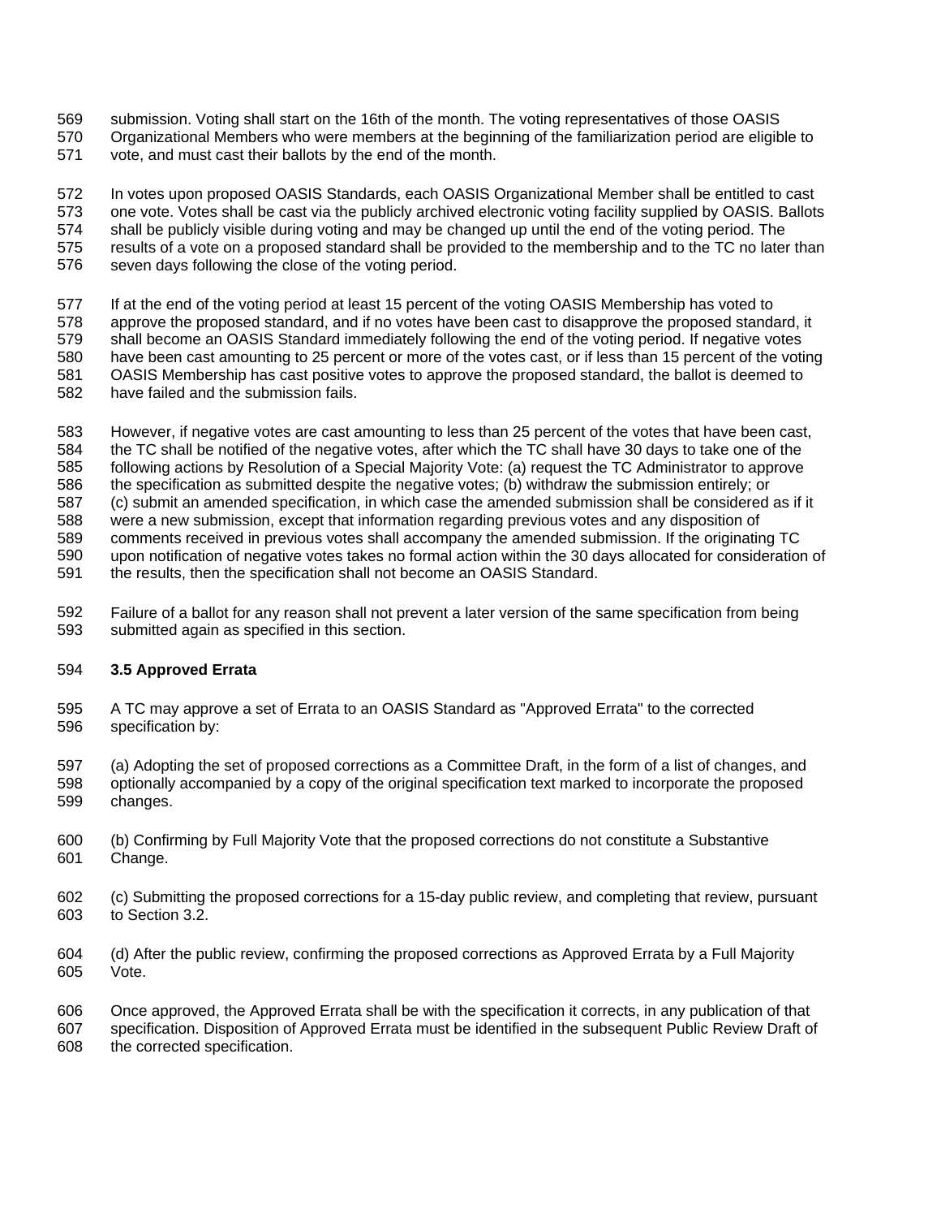submission. Voting shall start on the 16th of the month. The voting representatives of those OASIS Organizational Members who were members at the beginning of the familiarization period are eligible to vote, and must cast their ballots by the end of the month.

In votes upon proposed OASIS Standards, each OASIS Organizational Member shall be entitled to cast one vote. Votes shall be cast via the publicly archived electronic voting facility supplied by OASIS. Ballots shall be publicly visible during voting and may be changed up until the end of the voting period. The results of a vote on a proposed standard shall be provided to the membership and to the TC no later than seven days following the close of the voting period.

If at the end of the voting period at least 15 percent of the voting OASIS Membership has voted to approve the proposed standard, and if no votes have been cast to disapprove the proposed standard, it shall become an OASIS Standard immediately following the end of the voting period. If negative votes have been cast amounting to 25 percent or more of the votes cast, or if less than 15 percent of the voting OASIS Membership has cast positive votes to approve the proposed standard, the ballot is deemed to have failed and the submission fails.

However, if negative votes are cast amounting to less than 25 percent of the votes that have been cast, the TC shall be notified of the negative votes, after which the TC shall have 30 days to take one of the following actions by Resolution of a Special Majority Vote: (a) request the TC Administrator to approve the specification as submitted despite the negative votes; (b) withdraw the submission entirely; or (c) submit an amended specification, in which case the amended submission shall be considered as if it were a new submission, except that information regarding previous votes and any disposition of comments received in previous votes shall accompany the amended submission. If the originating TC upon notification of negative votes takes no formal action within the 30 days allocated for consideration of the results, then the specification shall not become an OASIS Standard.

Failure of a ballot for any reason shall not prevent a later version of the same specification from being submitted again as specified in this section.

### 3.5 Approved Errata

A TC may approve a set of Errata to an OASIS Standard as "Approved Errata" to the corrected specification by:

(a) Adopting the set of proposed corrections as a Committee Draft, in the form of a list of changes, and optionally accompanied by a copy of the original specification text marked to incorporate the proposed changes.

(b) Confirming by Full Majority Vote that the proposed corrections do not constitute a Substantive Change.

(c) Submitting the proposed corrections for a 15-day public review, and completing that review, pursuant to Section 3.2.

(d) After the public review, confirming the proposed corrections as Approved Errata by a Full Majority Vote.

Once approved, the Approved Errata shall be with the specification it corrects, in any publication of that specification. Disposition of Approved Errata must be identified in the subsequent Public Review Draft of the corrected specification.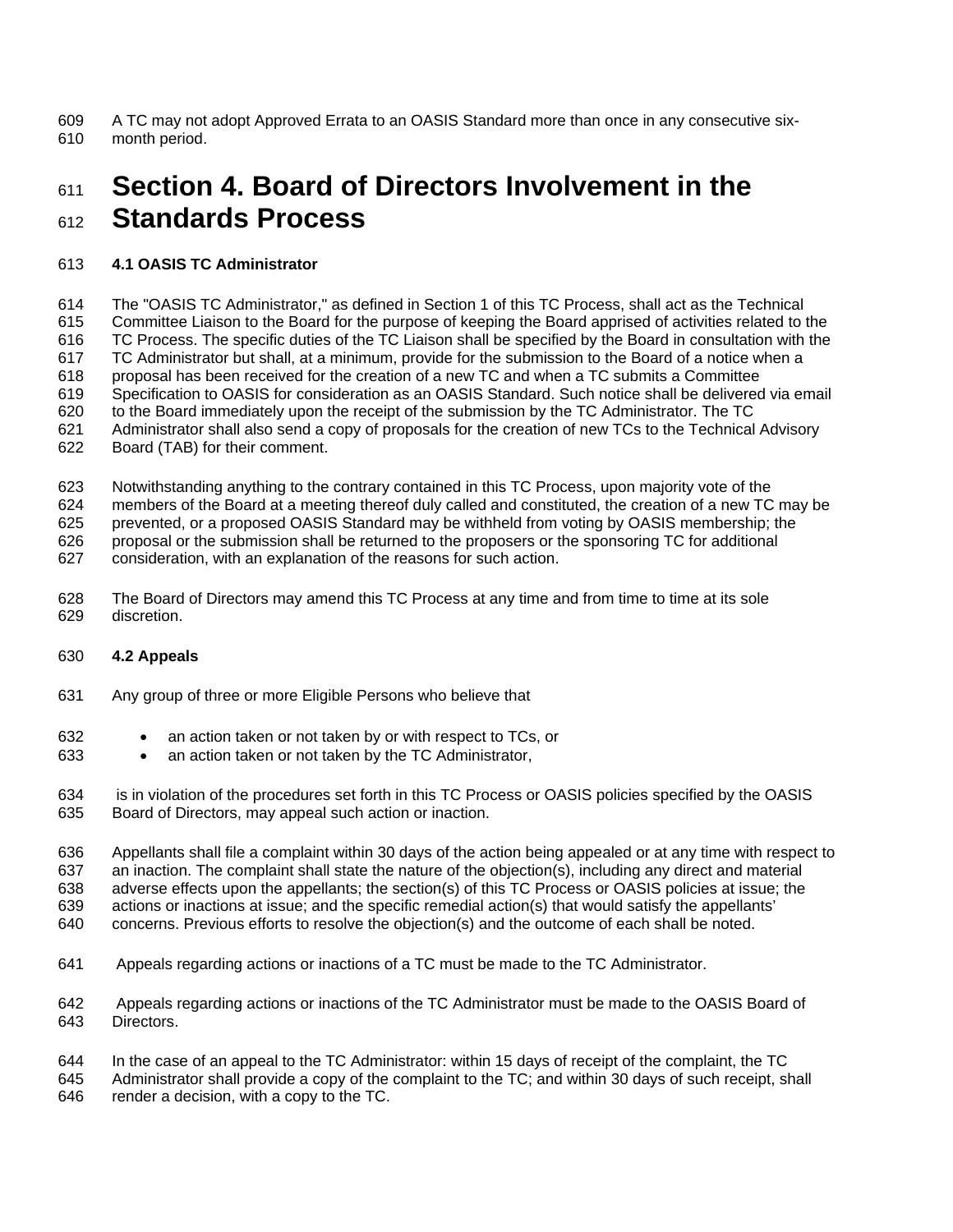A TC may not adopt Approved Errata to an OASIS Standard more than once in any consecutive six-month period.

# Section 4. Board of Directors Involvement in the Standards Process

### 4.1 OASIS TC Administrator

The "OASIS TC Administrator," as defined in Section 1 of this TC Process, shall act as the Technical Committee Liaison to the Board for the purpose of keeping the Board apprised of activities related to the TC Process. The specific duties of the TC Liaison shall be specified by the Board in consultation with the TC Administrator but shall, at a minimum, provide for the submission to the Board of a notice when a proposal has been received for the creation of a new TC and when a TC submits a Committee Specification to OASIS for consideration as an OASIS Standard. Such notice shall be delivered via email to the Board immediately upon the receipt of the submission by the TC Administrator. The TC Administrator shall also send a copy of proposals for the creation of new TCs to the Technical Advisory Board (TAB) for their comment.

Notwithstanding anything to the contrary contained in this TC Process, upon majority vote of the members of the Board at a meeting thereof duly called and constituted, the creation of a new TC may be prevented, or a proposed OASIS Standard may be withheld from voting by OASIS membership; the proposal or the submission shall be returned to the proposers or the sponsoring TC for additional consideration, with an explanation of the reasons for such action.

The Board of Directors may amend this TC Process at any time and from time to time at its sole discretion.

### 4.2 Appeals

Any group of three or more Eligible Persons who believe that

- an action taken or not taken by or with respect to TCs, or
- an action taken or not taken by the TC Administrator,

is in violation of the procedures set forth in this TC Process or OASIS policies specified by the OASIS Board of Directors, may appeal such action or inaction.

Appellants shall file a complaint within 30 days of the action being appealed or at any time with respect to an inaction. The complaint shall state the nature of the objection(s), including any direct and material adverse effects upon the appellants; the section(s) of this TC Process or OASIS policies at issue; the actions or inactions at issue; and the specific remedial action(s) that would satisfy the appellants' concerns. Previous efforts to resolve the objection(s) and the outcome of each shall be noted.

Appeals regarding actions or inactions of a TC must be made to the TC Administrator.

Appeals regarding actions or inactions of the TC Administrator must be made to the OASIS Board of Directors.

In the case of an appeal to the TC Administrator: within 15 days of receipt of the complaint, the TC Administrator shall provide a copy of the complaint to the TC; and within 30 days of such receipt, shall render a decision, with a copy to the TC.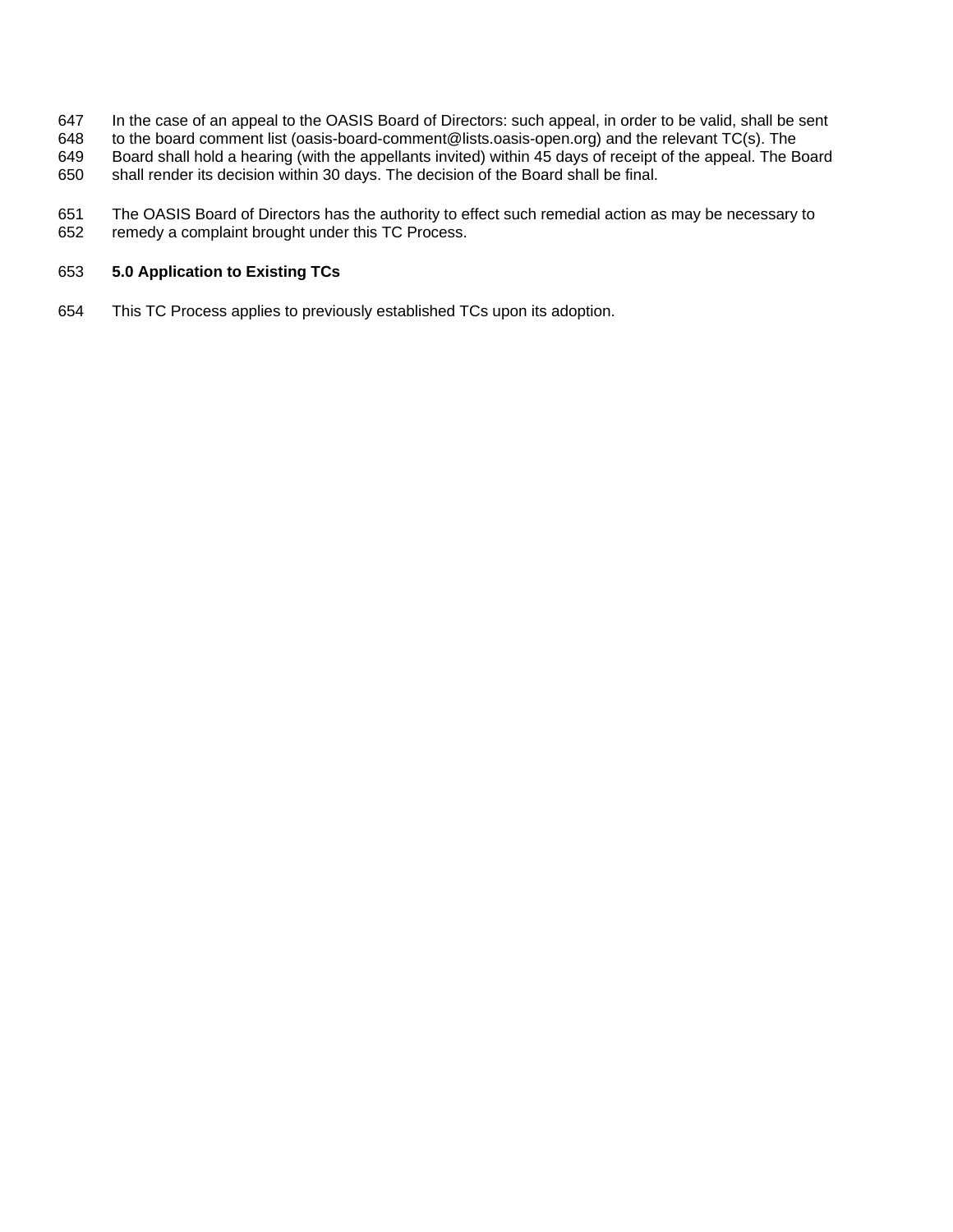In the case of an appeal to the OASIS Board of Directors: such appeal, in order to be valid, shall be sent to the board comment list (oasis-board-comment@lists.oasis-open.org) and the relevant TC(s). The Board shall hold a hearing (with the appellants invited) within 45 days of receipt of the appeal. The Board shall render its decision within 30 days. The decision of the Board shall be final.

The OASIS Board of Directors has the authority to effect such remedial action as may be necessary to remedy a complaint brought under this TC Process.

## 5.0 Application to Existing TCs

This TC Process applies to previously established TCs upon its adoption.